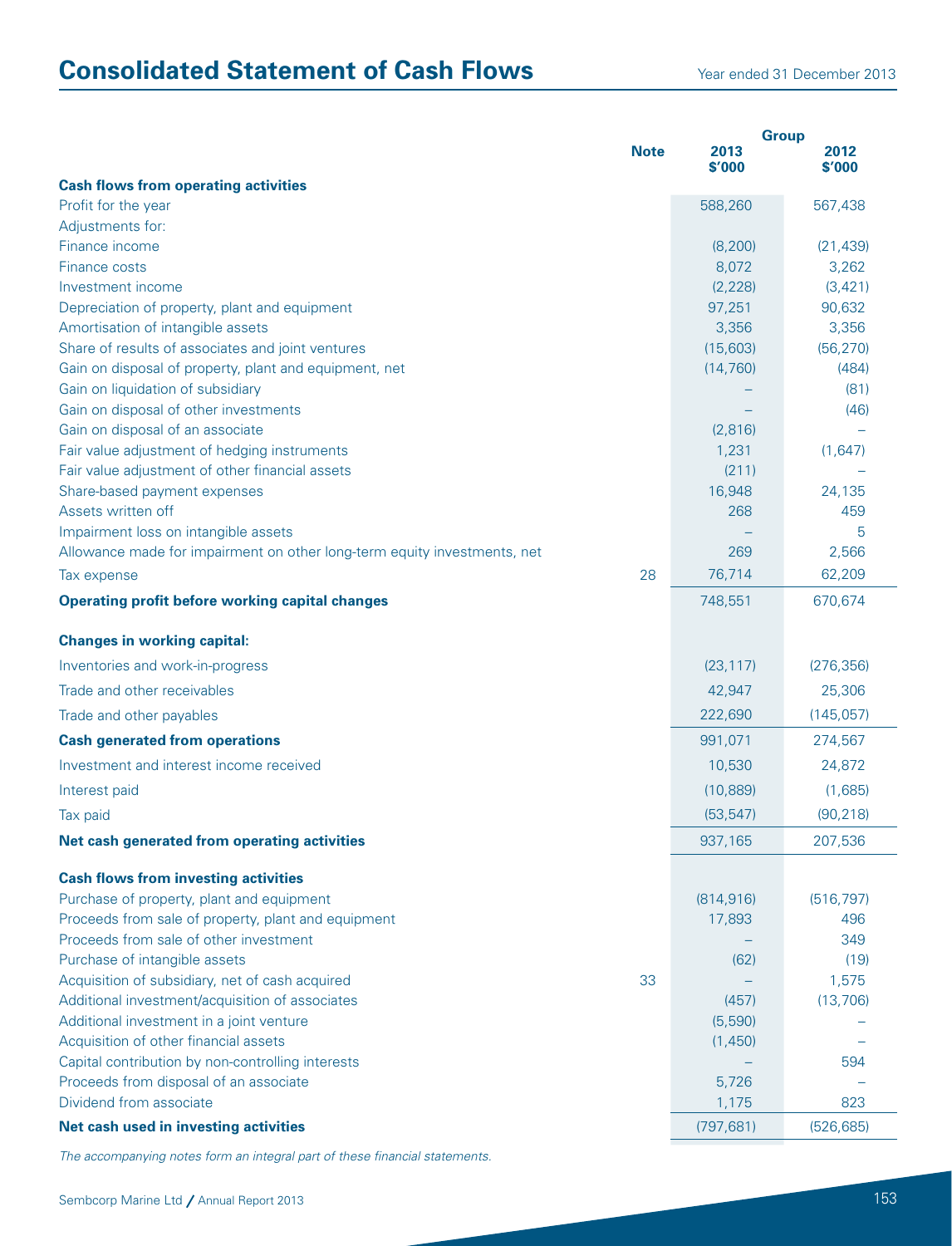# Consolidated Statement of Cash Flows

Year ended 31 December 2013

| | Note | Group 2013 $'000 | Group 2012 $'000 |
|---|---|---|---|
| **Cash flows from operating activities** | | | |
| Profit for the year | | 588,260 | 567,438 |
| Adjustments for: | | | |
| Finance income | | (8,200) | (21,439) |
| Finance costs | | 8,072 | 3,262 |
| Investment income | | (2,228) | (3,421) |
| Depreciation of property, plant and equipment | | 97,251 | 90,632 |
| Amortisation of intangible assets | | 3,356 | 3,356 |
| Share of results of associates and joint ventures | | (15,603) | (56,270) |
| Gain on disposal of property, plant and equipment, net | | (14,760) | (484) |
| Gain on liquidation of subsidiary | | – | (81) |
| Gain on disposal of other investments | | – | (46) |
| Gain on disposal of an associate | | (2,816) | – |
| Fair value adjustment of hedging instruments | | 1,231 | (1,647) |
| Fair value adjustment of other financial assets | | (211) | – |
| Share-based payment expenses | | 16,948 | 24,135 |
| Assets written off | | 268 | 459 |
| Impairment loss on intangible assets | | – | 5 |
| Allowance made for impairment on other long-term equity investments, net | | 269 | 2,566 |
| Tax expense | 28 | 76,714 | 62,209 |
| **Operating profit before working capital changes** | | 748,551 | 670,674 |
| **Changes in working capital:** | | | |
| Inventories and work-in-progress | | (23,117) | (276,356) |
| Trade and other receivables | | 42,947 | 25,306 |
| Trade and other payables | | 222,690 | (145,057) |
| **Cash generated from operations** | | 991,071 | 274,567 |
| Investment and interest income received | | 10,530 | 24,872 |
| Interest paid | | (10,889) | (1,685) |
| Tax paid | | (53,547) | (90,218) |
| **Net cash generated from operating activities** | | 937,165 | 207,536 |
| **Cash flows from investing activities** | | | |
| Purchase of property, plant and equipment | | (814,916) | (516,797) |
| Proceeds from sale of property, plant and equipment | | 17,893 | 496 |
| Proceeds from sale of other investment | | – | 349 |
| Purchase of intangible assets | | (62) | (19) |
| Acquisition of subsidiary, net of cash acquired | 33 | – | 1,575 |
| Additional investment/acquisition of associates | | (457) | (13,706) |
| Additional investment in a joint venture | | (5,590) | – |
| Acquisition of other financial assets | | (1,450) | – |
| Capital contribution by non-controlling interests | | – | 594 |
| Proceeds from disposal of an associate | | 5,726 | – |
| Dividend from associate | | 1,175 | 823 |
| **Net cash used in investing activities** | | (797,681) | (526,685) |

*The accompanying notes form an integral part of these financial statements.*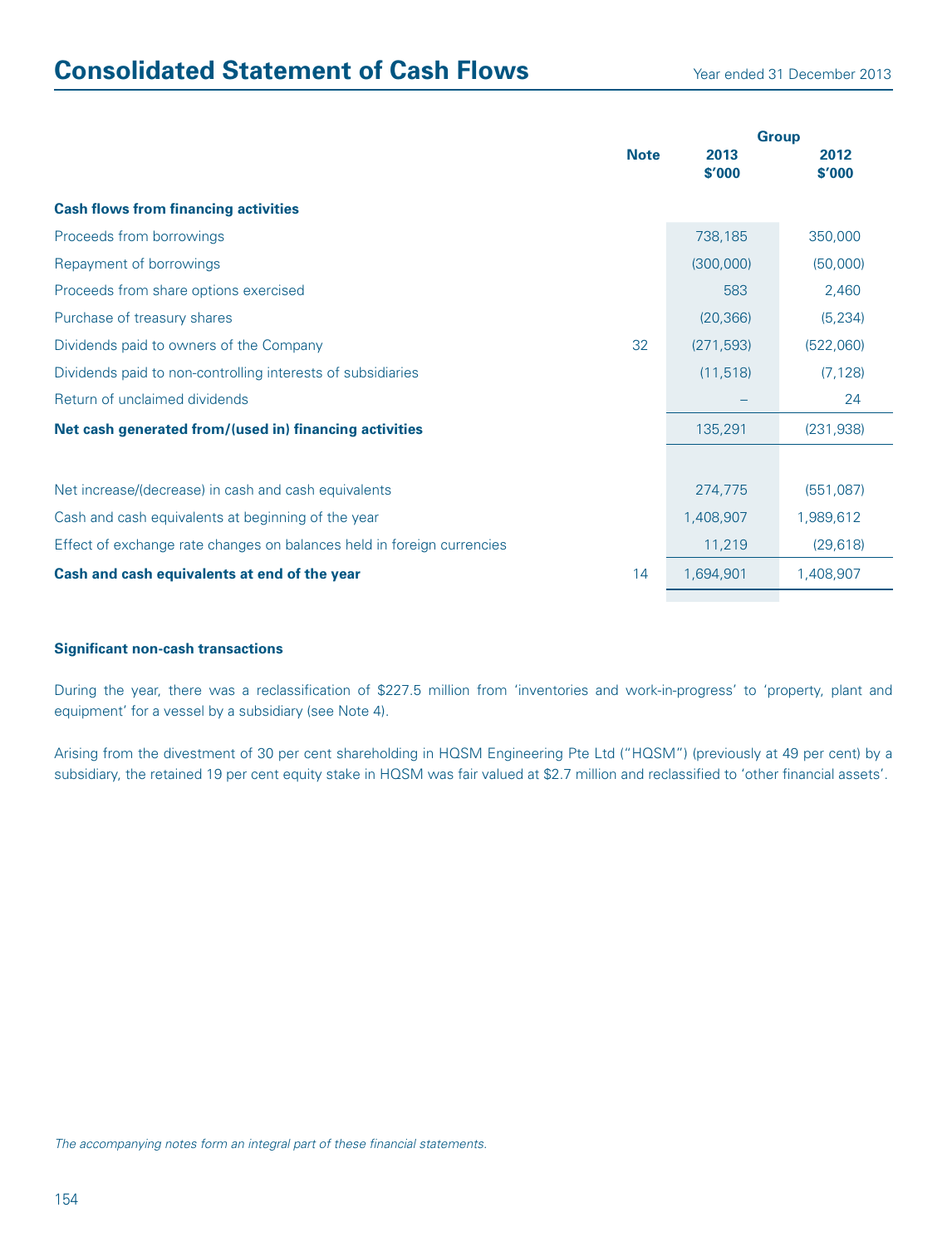# Consolidated Statement of Cash Flows

Year ended 31 December 2013

| | Note | Group 2013 $'000 | Group 2012 $'000 |
|---|---|---|---|
| **Cash flows from financing activities** | | | |
| Proceeds from borrowings | | 738,185 | 350,000 |
| Repayment of borrowings | | (300,000) | (50,000) |
| Proceeds from share options exercised | | 583 | 2,460 |
| Purchase of treasury shares | | (20,366) | (5,234) |
| Dividends paid to owners of the Company | 32 | (271,593) | (522,060) |
| Dividends paid to non-controlling interests of subsidiaries | | (11,518) | (7,128) |
| Return of unclaimed dividends | | – | 24 |
| **Net cash generated from/(used in) financing activities** | | 135,291 | (231,938) |
| | | | |
| Net increase/(decrease) in cash and cash equivalents | | 274,775 | (551,087) |
| Cash and cash equivalents at beginning of the year | | 1,408,907 | 1,989,612 |
| Effect of exchange rate changes on balances held in foreign currencies | | 11,219 | (29,618) |
| **Cash and cash equivalents at end of the year** | 14 | 1,694,901 | 1,408,907 |

**Significant non-cash transactions**

During the year, there was a reclassification of $227.5 million from 'inventories and work-in-progress' to 'property, plant and equipment' for a vessel by a subsidiary (see Note 4).

Arising from the divestment of 30 per cent shareholding in HQSM Engineering Pte Ltd ("HQSM") (previously at 49 per cent) by a subsidiary, the retained 19 per cent equity stake in HQSM was fair valued at $2.7 million and reclassified to 'other financial assets'.

*The accompanying notes form an integral part of these financial statements.*